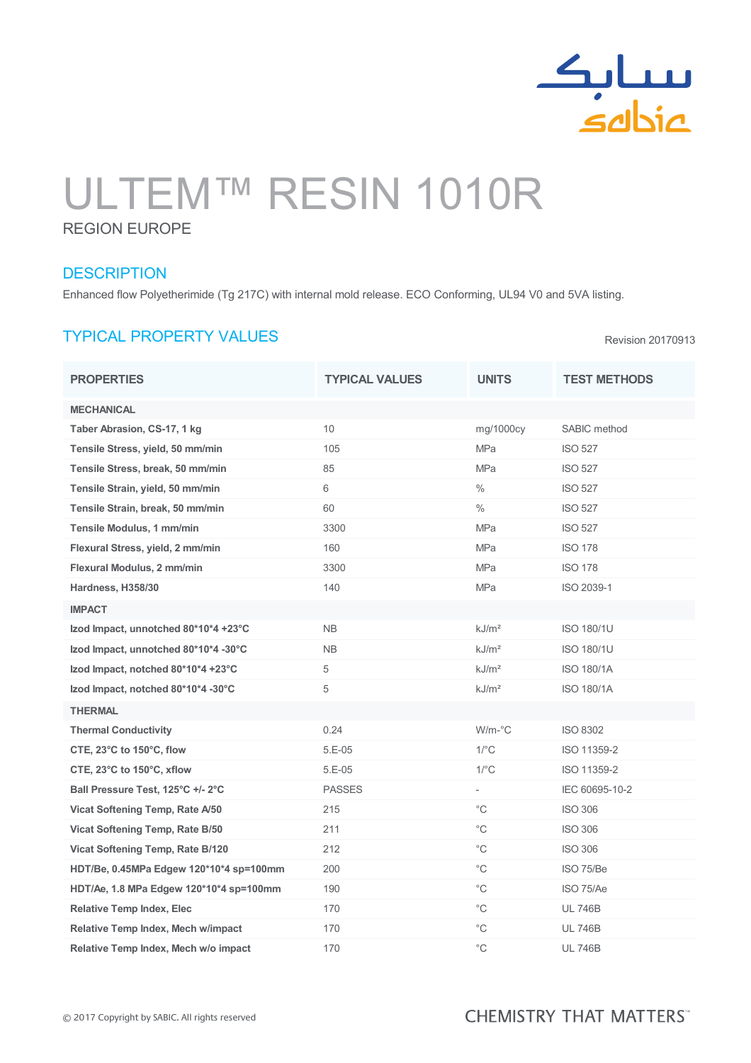# ULTEM™ RESIN 1010R

REGION EUROPE

## DESCRIPTION

Enhanced flow Polyetherimide (Tg 217C) with internal mold release. ECO Conforming, UL94 V0 and 5VA listing.

## TYPICAL PROPERTY VALUES

Revision 20170913

| PROPERTIES | TYPICAL VALUES | UNITS | TEST METHODS |
|---|---|---|---|
| **MECHANICAL** | | | |
| **Taber Abrasion, CS-17, 1 kg** | 10 | mg/1000cy | SABIC method |
| **Tensile Stress, yield, 50 mm/min** | 105 | MPa | ISO 527 |
| **Tensile Stress, break, 50 mm/min** | 85 | MPa | ISO 527 |
| **Tensile Strain, yield, 50 mm/min** | 6 | % | ISO 527 |
| **Tensile Strain, break, 50 mm/min** | 60 | % | ISO 527 |
| **Tensile Modulus, 1 mm/min** | 3300 | MPa | ISO 527 |
| **Flexural Stress, yield, 2 mm/min** | 160 | MPa | ISO 178 |
| **Flexural Modulus, 2 mm/min** | 3300 | MPa | ISO 178 |
| **Hardness, H358/30** | 140 | MPa | ISO 2039-1 |
| **IMPACT** | | | |
| **Izod Impact, unnotched 80*10*4 +23°C** | NB | kJ/m² | ISO 180/1U |
| **Izod Impact, unnotched 80*10*4 -30°C** | NB | kJ/m² | ISO 180/1U |
| **Izod Impact, notched 80*10*4 +23°C** | 5 | kJ/m² | ISO 180/1A |
| **Izod Impact, notched 80*10*4 -30°C** | 5 | kJ/m² | ISO 180/1A |
| **THERMAL** | | | |
| **Thermal Conductivity** | 0.24 | W/m-°C | ISO 8302 |
| **CTE, 23°C to 150°C, flow** | 5.E-05 | 1/°C | ISO 11359-2 |
| **CTE, 23°C to 150°C, xflow** | 5.E-05 | 1/°C | ISO 11359-2 |
| **Ball Pressure Test, 125°C +/- 2°C** | PASSES | - | IEC 60695-10-2 |
| **Vicat Softening Temp, Rate A/50** | 215 | °C | ISO 306 |
| **Vicat Softening Temp, Rate B/50** | 211 | °C | ISO 306 |
| **Vicat Softening Temp, Rate B/120** | 212 | °C | ISO 306 |
| **HDT/Be, 0.45MPa Edgew 120*10*4 sp=100mm** | 200 | °C | ISO 75/Be |
| **HDT/Ae, 1.8 MPa Edgew 120*10*4 sp=100mm** | 190 | °C | ISO 75/Ae |
| **Relative Temp Index, Elec** | 170 | °C | UL 746B |
| **Relative Temp Index, Mech w/impact** | 170 | °C | UL 746B |
| **Relative Temp Index, Mech w/o impact** | 170 | °C | UL 746B |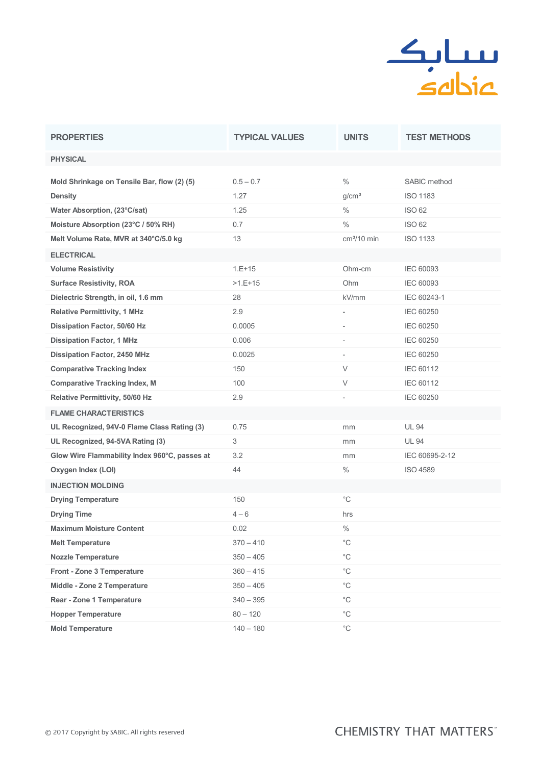| PROPERTIES | TYPICAL VALUES | UNITS | TEST METHODS |
|---|---|---|---|
| **PHYSICAL** | | | |
| **Mold Shrinkage on Tensile Bar, flow (2) (5)** | 0.5 – 0.7 | % | SABIC method |
| **Density** | 1.27 | g/cm³ | ISO 1183 |
| **Water Absorption, (23°C/sat)** | 1.25 | % | ISO 62 |
| **Moisture Absorption (23°C / 50% RH)** | 0.7 | % | ISO 62 |
| **Melt Volume Rate, MVR at 340°C/5.0 kg** | 13 | cm³/10 min | ISO 1133 |
| **ELECTRICAL** | | | |
| **Volume Resistivity** | 1.E+15 | Ohm-cm | IEC 60093 |
| **Surface Resistivity, ROA** | >1.E+15 | Ohm | IEC 60093 |
| **Dielectric Strength, in oil, 1.6 mm** | 28 | kV/mm | IEC 60243-1 |
| **Relative Permittivity, 1 MHz** | 2.9 | - | IEC 60250 |
| **Dissipation Factor, 50/60 Hz** | 0.0005 | - | IEC 60250 |
| **Dissipation Factor, 1 MHz** | 0.006 | - | IEC 60250 |
| **Dissipation Factor, 2450 MHz** | 0.0025 | - | IEC 60250 |
| **Comparative Tracking Index** | 150 | V | IEC 60112 |
| **Comparative Tracking Index, M** | 100 | V | IEC 60112 |
| **Relative Permittivity, 50/60 Hz** | 2.9 | - | IEC 60250 |
| **FLAME CHARACTERISTICS** | | | |
| **UL Recognized, 94V-0 Flame Class Rating (3)** | 0.75 | mm | UL 94 |
| **UL Recognized, 94-5VA Rating (3)** | 3 | mm | UL 94 |
| **Glow Wire Flammability Index 960°C, passes at** | 3.2 | mm | IEC 60695-2-12 |
| **Oxygen Index (LOI)** | 44 | % | ISO 4589 |
| **INJECTION MOLDING** | | | |
| **Drying Temperature** | 150 | °C | |
| **Drying Time** | 4 – 6 | hrs | |
| **Maximum Moisture Content** | 0.02 | % | |
| **Melt Temperature** | 370 – 410 | °C | |
| **Nozzle Temperature** | 350 – 405 | °C | |
| **Front - Zone 3 Temperature** | 360 – 415 | °C | |
| **Middle - Zone 2 Temperature** | 350 – 405 | °C | |
| **Rear - Zone 1 Temperature** | 340 – 395 | °C | |
| **Hopper Temperature** | 80 – 120 | °C | |
| **Mold Temperature** | 140 – 180 | °C | |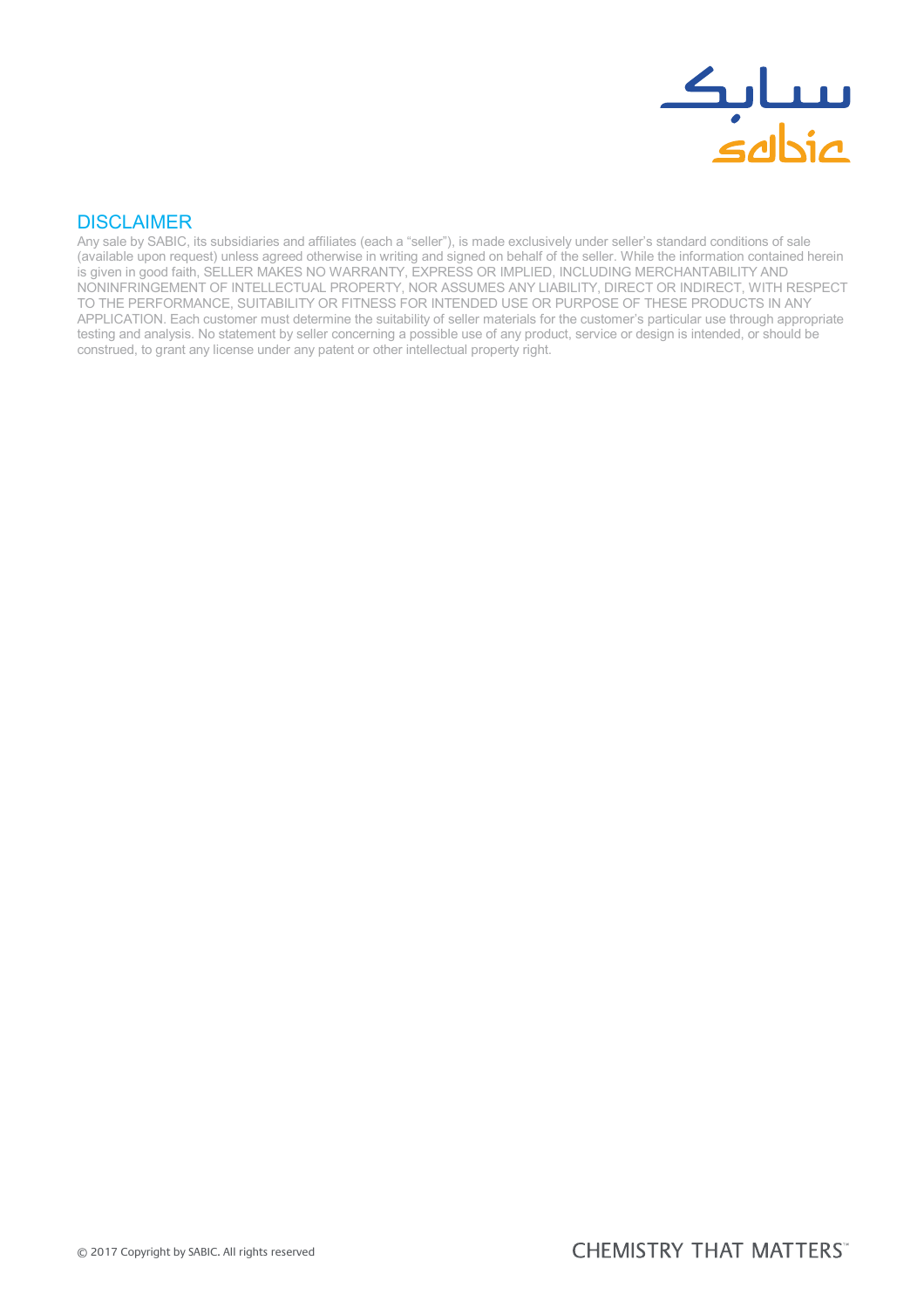## DISCLAIMER

Any sale by SABIC, its subsidiaries and affiliates (each a “seller”), is made exclusively under seller’s standard conditions of sale (available upon request) unless agreed otherwise in writing and signed on behalf of the seller. While the information contained herein is given in good faith, SELLER MAKES NO WARRANTY, EXPRESS OR IMPLIED, INCLUDING MERCHANTABILITY AND NONINFRINGEMENT OF INTELLECTUAL PROPERTY, NOR ASSUMES ANY LIABILITY, DIRECT OR INDIRECT, WITH RESPECT TO THE PERFORMANCE, SUITABILITY OR FITNESS FOR INTENDED USE OR PURPOSE OF THESE PRODUCTS IN ANY APPLICATION. Each customer must determine the suitability of seller materials for the customer’s particular use through appropriate testing and analysis. No statement by seller concerning a possible use of any product, service or design is intended, or should be construed, to grant any license under any patent or other intellectual property right.

© 2017 Copyright by SABIC. All rights reserved

CHEMISTRY THAT MATTERS™